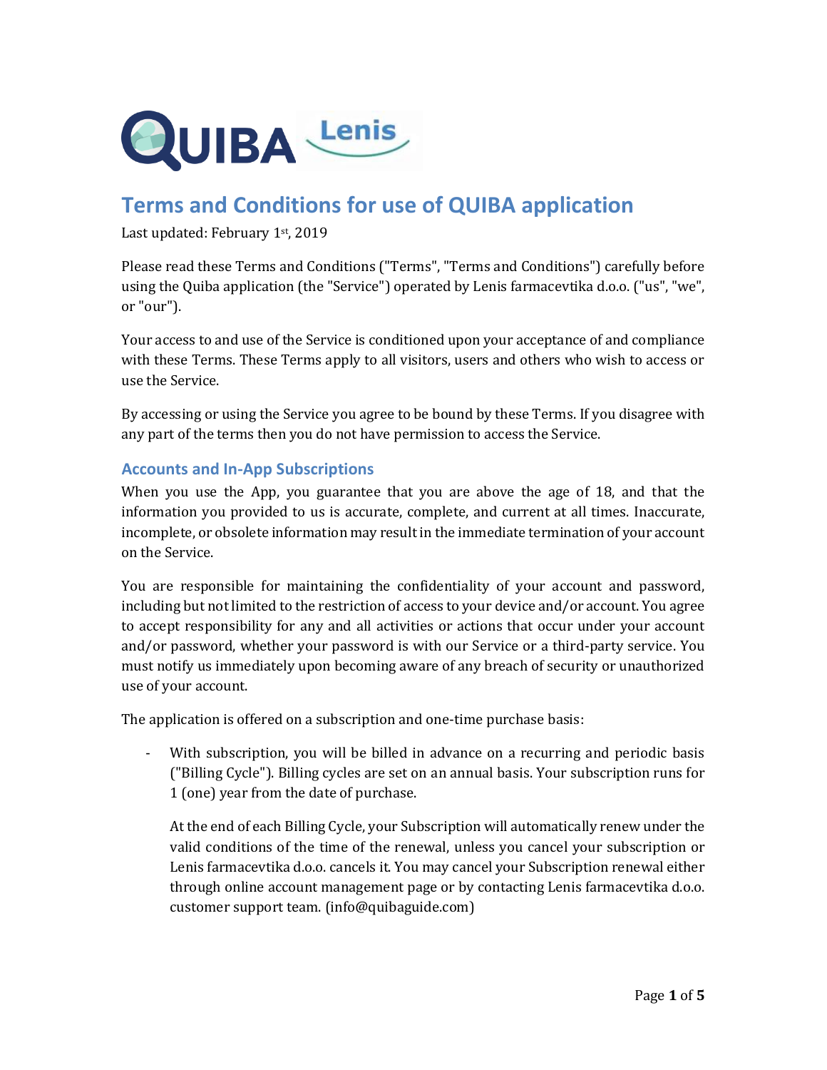# Terms and Conditions for use of QUIBA application

Last updated: February 1st, 2019

Please read these Terms and Conditions ("Terms", "Terms and Conditions") carefully before using the Quiba application (the "Service") operated by Lenis farmacevtika d.o.o. ("us", "we", or "our").

Your access to and use of the Service is conditioned upon your acceptance of and compliance with these Terms. These Terms apply to all visitors, users and others who wish to access or use the Service.

By accessing or using the Service you agree to be bound by these Terms. If you disagree with any part of the terms then you do not have permission to access the Service.

## Accounts and In-App Subscriptions

When you use the App, you guarantee that you are above the age of 18, and that the information you provided to us is accurate, complete, and current at all times. Inaccurate, incomplete, or obsolete information may result in the immediate termination of your account on the Service.

You are responsible for maintaining the confidentiality of your account and password, including but not limited to the restriction of access to your device and/or account. You agree to accept responsibility for any and all activities or actions that occur under your account and/or password, whether your password is with our Service or a third-party service. You must notify us immediately upon becoming aware of any breach of security or unauthorized use of your account.

The application is offered on a subscription and one-time purchase basis:

- With subscription, you will be billed in advance on a recurring and periodic basis ("Billing Cycle"). Billing cycles are set on an annual basis. Your subscription runs for 1 (one) year from the date of purchase.

  At the end of each Billing Cycle, your Subscription will automatically renew under the valid conditions of the time of the renewal, unless you cancel your subscription or Lenis farmacevtika d.o.o. cancels it. You may cancel your Subscription renewal either through online account management page or by contacting Lenis farmacevtika d.o.o. customer support team. (info@quibaguide.com)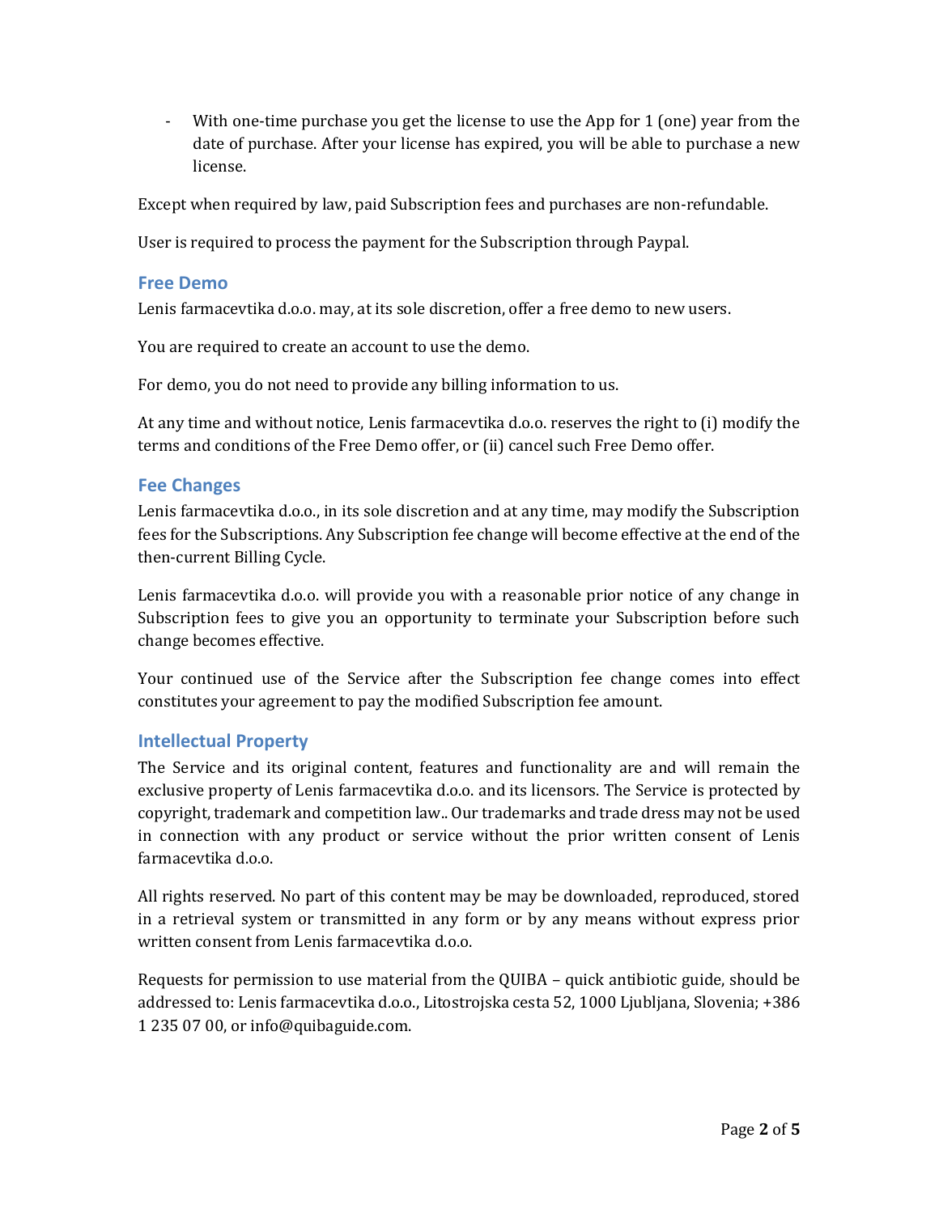- With one-time purchase you get the license to use the App for 1 (one) year from the date of purchase. After your license has expired, you will be able to purchase a new license.

Except when required by law, paid Subscription fees and purchases are non-refundable.

User is required to process the payment for the Subscription through Paypal.

## Free Demo

Lenis farmacevtika d.o.o. may, at its sole discretion, offer a free demo to new users.

You are required to create an account to use the demo.

For demo, you do not need to provide any billing information to us.

At any time and without notice, Lenis farmacevtika d.o.o. reserves the right to (i) modify the terms and conditions of the Free Demo offer, or (ii) cancel such Free Demo offer.

## Fee Changes

Lenis farmacevtika d.o.o., in its sole discretion and at any time, may modify the Subscription fees for the Subscriptions. Any Subscription fee change will become effective at the end of the then-current Billing Cycle.

Lenis farmacevtika d.o.o. will provide you with a reasonable prior notice of any change in Subscription fees to give you an opportunity to terminate your Subscription before such change becomes effective.

Your continued use of the Service after the Subscription fee change comes into effect constitutes your agreement to pay the modified Subscription fee amount.

## Intellectual Property

The Service and its original content, features and functionality are and will remain the exclusive property of Lenis farmacevtika d.o.o. and its licensors. The Service is protected by copyright, trademark and competition law.. Our trademarks and trade dress may not be used in connection with any product or service without the prior written consent of Lenis farmacevtika d.o.o.

All rights reserved. No part of this content may be may be downloaded, reproduced, stored in a retrieval system or transmitted in any form or by any means without express prior written consent from Lenis farmacevtika d.o.o.

Requests for permission to use material from the QUIBA – quick antibiotic guide, should be addressed to: Lenis farmacevtika d.o.o., Litostrojska cesta 52, 1000 Ljubljana, Slovenia; +386 1 235 07 00, or info@quibaguide.com.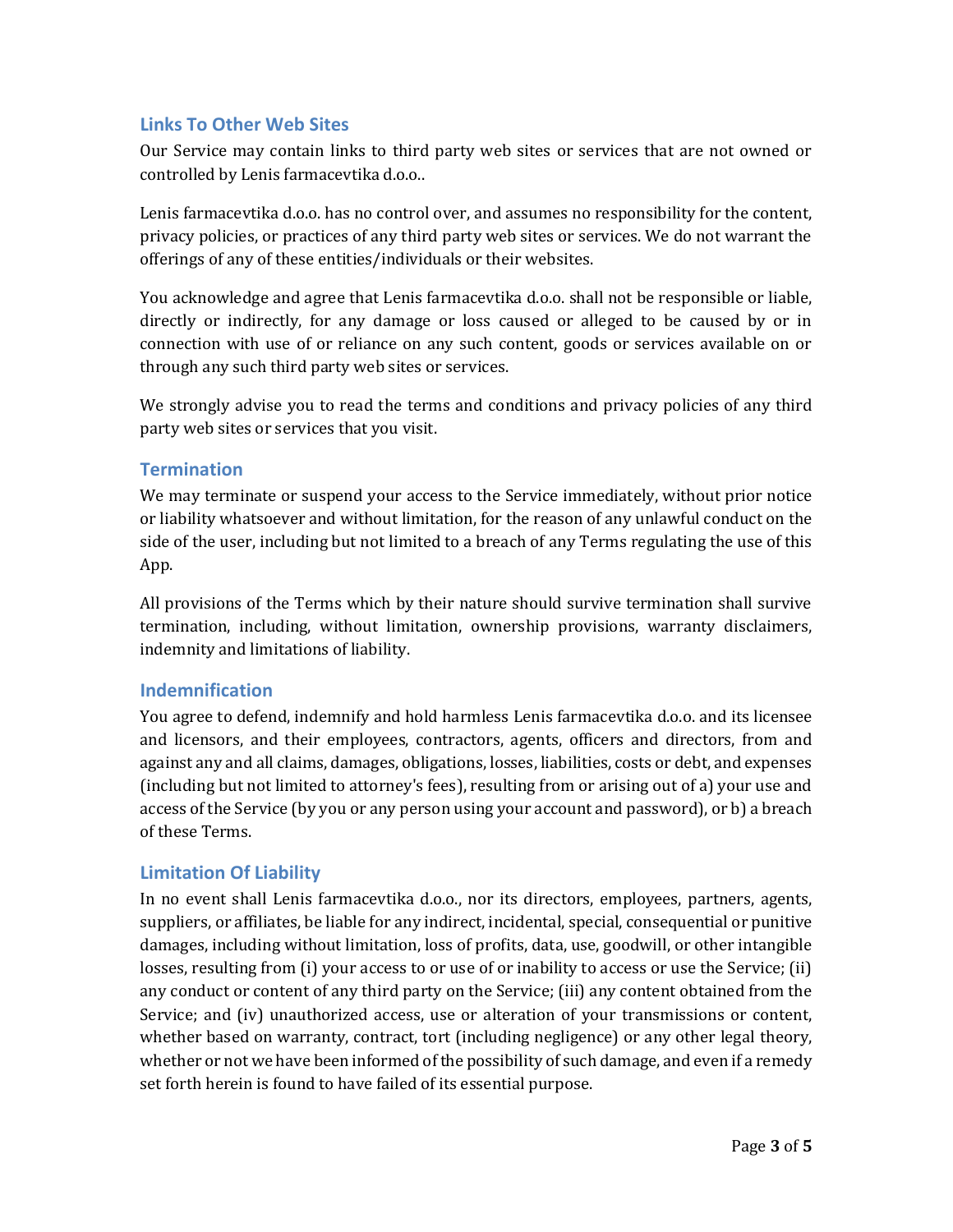## Links To Other Web Sites

Our Service may contain links to third party web sites or services that are not owned or controlled by Lenis farmacevtika d.o.o..

Lenis farmacevtika d.o.o. has no control over, and assumes no responsibility for the content, privacy policies, or practices of any third party web sites or services. We do not warrant the offerings of any of these entities/individuals or their websites.

You acknowledge and agree that Lenis farmacevtika d.o.o. shall not be responsible or liable, directly or indirectly, for any damage or loss caused or alleged to be caused by or in connection with use of or reliance on any such content, goods or services available on or through any such third party web sites or services.

We strongly advise you to read the terms and conditions and privacy policies of any third party web sites or services that you visit.

## Termination

We may terminate or suspend your access to the Service immediately, without prior notice or liability whatsoever and without limitation, for the reason of any unlawful conduct on the side of the user, including but not limited to a breach of any Terms regulating the use of this App.

All provisions of the Terms which by their nature should survive termination shall survive termination, including, without limitation, ownership provisions, warranty disclaimers, indemnity and limitations of liability.

## Indemnification

You agree to defend, indemnify and hold harmless Lenis farmacevtika d.o.o. and its licensee and licensors, and their employees, contractors, agents, officers and directors, from and against any and all claims, damages, obligations, losses, liabilities, costs or debt, and expenses (including but not limited to attorney's fees), resulting from or arising out of a) your use and access of the Service (by you or any person using your account and password), or b) a breach of these Terms.

## Limitation Of Liability

In no event shall Lenis farmacevtika d.o.o., nor its directors, employees, partners, agents, suppliers, or affiliates, be liable for any indirect, incidental, special, consequential or punitive damages, including without limitation, loss of profits, data, use, goodwill, or other intangible losses, resulting from (i) your access to or use of or inability to access or use the Service; (ii) any conduct or content of any third party on the Service; (iii) any content obtained from the Service; and (iv) unauthorized access, use or alteration of your transmissions or content, whether based on warranty, contract, tort (including negligence) or any other legal theory, whether or not we have been informed of the possibility of such damage, and even if a remedy set forth herein is found to have failed of its essential purpose.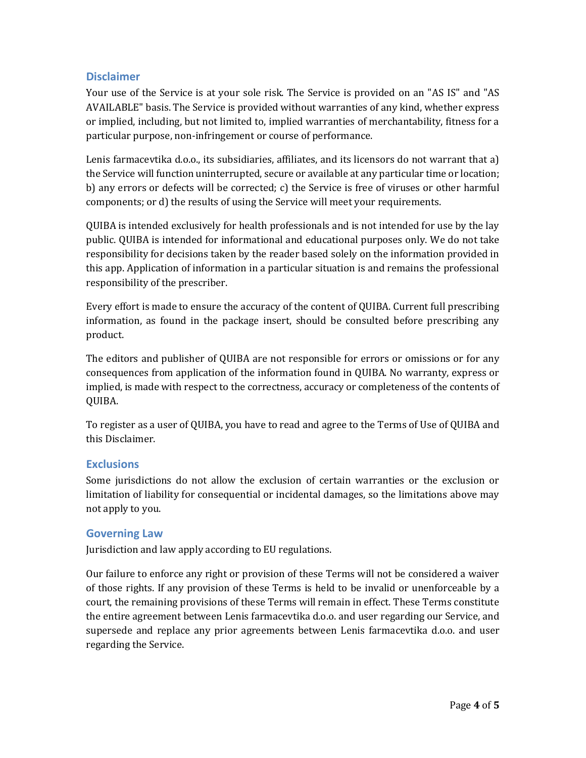## Disclaimer

Your use of the Service is at your sole risk. The Service is provided on an "AS IS" and "AS AVAILABLE" basis. The Service is provided without warranties of any kind, whether express or implied, including, but not limited to, implied warranties of merchantability, fitness for a particular purpose, non-infringement or course of performance.

Lenis farmacevtika d.o.o., its subsidiaries, affiliates, and its licensors do not warrant that a) the Service will function uninterrupted, secure or available at any particular time or location; b) any errors or defects will be corrected; c) the Service is free of viruses or other harmful components; or d) the results of using the Service will meet your requirements.

QUIBA is intended exclusively for health professionals and is not intended for use by the lay public. QUIBA is intended for informational and educational purposes only. We do not take responsibility for decisions taken by the reader based solely on the information provided in this app. Application of information in a particular situation is and remains the professional responsibility of the prescriber.

Every effort is made to ensure the accuracy of the content of QUIBA. Current full prescribing information, as found in the package insert, should be consulted before prescribing any product.

The editors and publisher of QUIBA are not responsible for errors or omissions or for any consequences from application of the information found in QUIBA. No warranty, express or implied, is made with respect to the correctness, accuracy or completeness of the contents of QUIBA.

To register as a user of QUIBA, you have to read and agree to the Terms of Use of QUIBA and this Disclaimer.

## Exclusions

Some jurisdictions do not allow the exclusion of certain warranties or the exclusion or limitation of liability for consequential or incidental damages, so the limitations above may not apply to you.

## Governing Law

Jurisdiction and law apply according to EU regulations.

Our failure to enforce any right or provision of these Terms will not be considered a waiver of those rights. If any provision of these Terms is held to be invalid or unenforceable by a court, the remaining provisions of these Terms will remain in effect. These Terms constitute the entire agreement between Lenis farmacevtika d.o.o. and user regarding our Service, and supersede and replace any prior agreements between Lenis farmacevtika d.o.o. and user regarding the Service.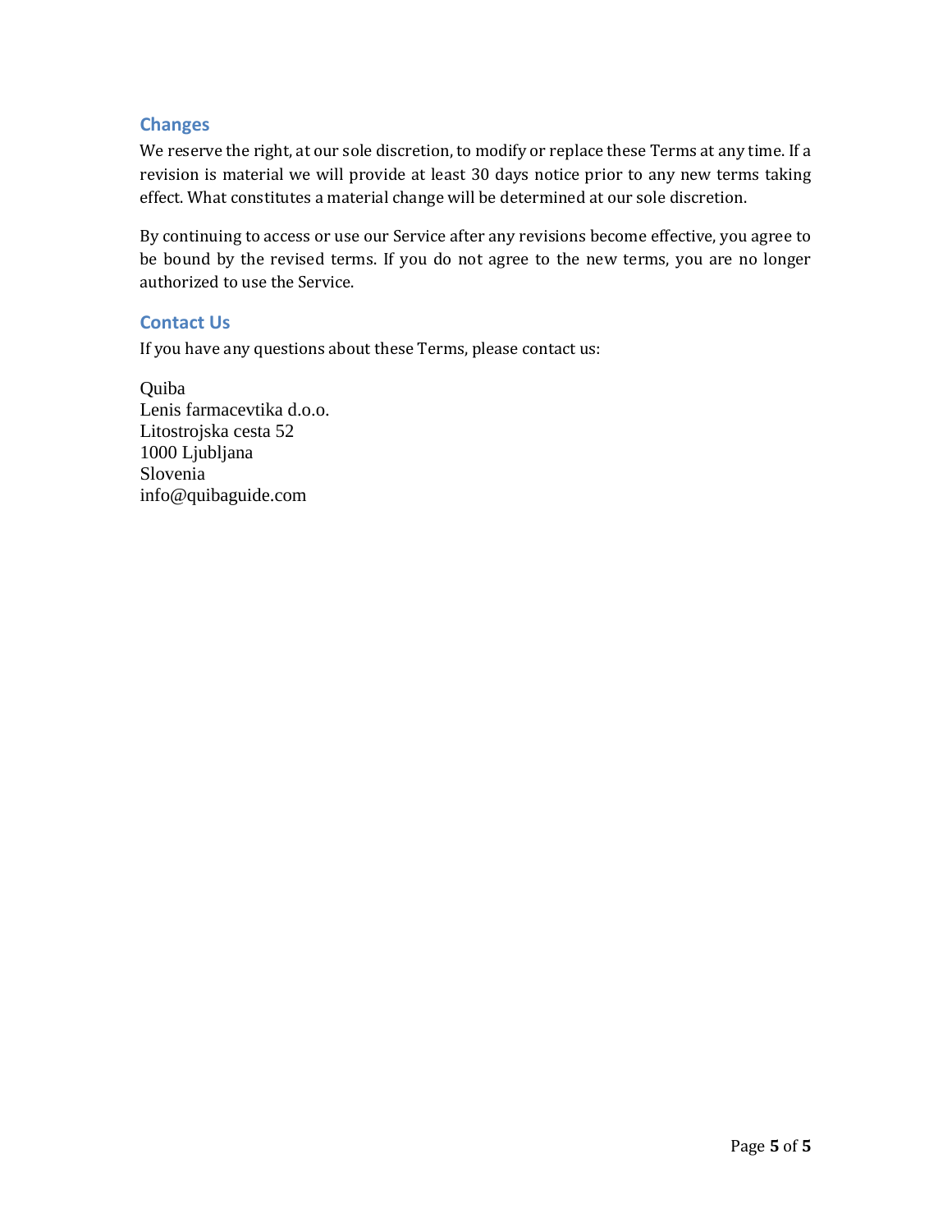## Changes

We reserve the right, at our sole discretion, to modify or replace these Terms at any time. If a revision is material we will provide at least 30 days notice prior to any new terms taking effect. What constitutes a material change will be determined at our sole discretion.

By continuing to access or use our Service after any revisions become effective, you agree to be bound by the revised terms. If you do not agree to the new terms, you are no longer authorized to use the Service.

## Contact Us

If you have any questions about these Terms, please contact us:

Quiba
Lenis farmacevtika d.o.o.
Litostrojska cesta 52
1000 Ljubljana
Slovenia
info@quibaguide.com